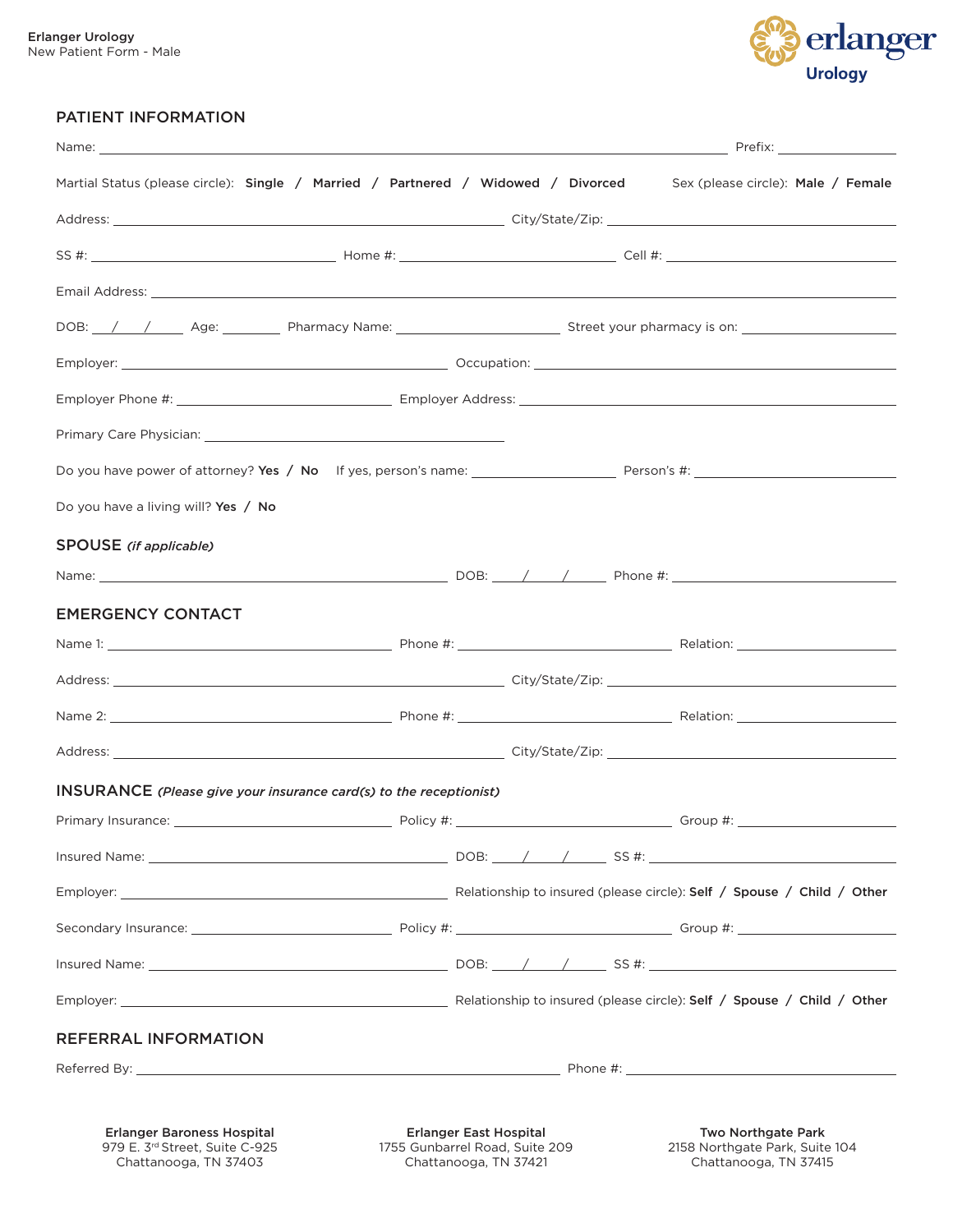Erlanger Urology
New Patient Form - Male

erlanger
Urology

## PATIENT INFORMATION

Name: ______________________________ Prefix: __________

Martial Status (please circle): **Single / Married / Partnered / Widowed / Divorced** Sex (please circle): **Male / Female**

Address: ______________________________ City/State/Zip: ______________________________

SS #: ____________________ Home #: ____________________ Cell #: ____________________

Email Address: ____________________________________________

DOB: ___/___/___ Age: ______ Pharmacy Name: ____________________ Street your pharmacy is on: ____________________

Employer: ______________________________ Occupation: ______________________________

Employer Phone #: ____________________ Employer Address: ______________________________

Primary Care Physician: ______________________________

Do you have power of attorney? **Yes / No** If yes, person's name: ____________________ Person's #: ____________________

Do you have a living will? **Yes / No**

## SPOUSE *(if applicable)*

Name: ______________________________ DOB: ___/___/___ Phone #: ____________________

## EMERGENCY CONTACT

Name 1: ____________________ Phone #: ____________________ Relation: ____________________

Address: ______________________________ City/State/Zip: ______________________________

Name 2: ____________________ Phone #: ____________________ Relation: ____________________

Address: ______________________________ City/State/Zip: ______________________________

## INSURANCE *(Please give your insurance card(s) to the receptionist)*

Primary Insurance: ____________________ Policy #: ____________________ Group #: ____________________

Insured Name: ______________________________ DOB: ___/___/___ SS #: ____________________

Employer: ______________________________ Relationship to insured (please circle): **Self / Spouse / Child / Other**

Secondary Insurance: ____________________ Policy #: ____________________ Group #: ____________________

Insured Name: ______________________________ DOB: ___/___/___ SS #: ____________________

Employer: ______________________________ Relationship to insured (please circle): **Self / Spouse / Child / Other**

## REFERRAL INFORMATION

Referred By: ______________________________ Phone #: ____________________

**Erlanger Baroness Hospital**
979 E. 3rd Street, Suite C-925
Chattanooga, TN 37403

**Erlanger East Hospital**
1755 Gunbarrel Road, Suite 209
Chattanooga, TN 37421

**Two Northgate Park**
2158 Northgate Park, Suite 104
Chattanooga, TN 37415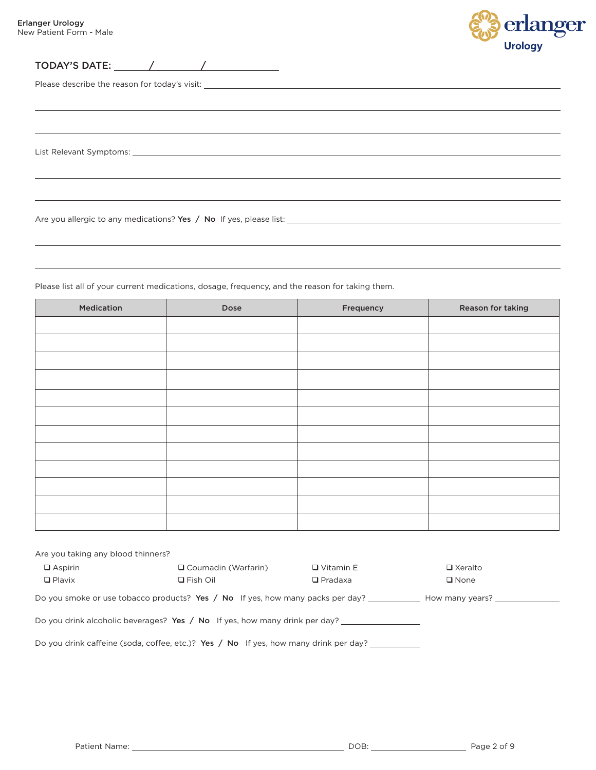TODAY'S DATE: ______ / ______ / ____________

Please describe the reason for today's visit: ________________________________________________

________________________________________________________________________________

________________________________________________________________________________

List Relevant Symptoms: ________________________________________________________________

________________________________________________________________________________

________________________________________________________________________________

Are you allergic to any medications? **Yes** / **No** If yes, please list: ______________________________

________________________________________________________________________________

________________________________________________________________________________

Please list all of your current medications, dosage, frequency, and the reason for taking them.

| Medication | Dose | Frequency | Reason for taking |
|---|---|---|---|
| | | | |
| | | | |
| | | | |
| | | | |
| | | | |
| | | | |
| | | | |
| | | | |
| | | | |
| | | | |
| | | | |
| | | | |

Are you taking any blood thinners?

- ❑ Aspirin
- ❑ Coumadin (Warfarin)
- ❑ Vitamin E
- ❑ Xeralto
- ❑ Plavix
- ❑ Fish Oil
- ❑ Pradaxa
- ❑ None

Do you smoke or use tobacco products? **Yes** / **No** If yes, how many packs per day? __________ How many years? __________

Do you drink alcoholic beverages? **Yes** / **No** If yes, how many drink per day? ______________

Do you drink caffeine (soda, coffee, etc.)? **Yes** / **No** If yes, how many drink per day? __________

Patient Name: ________________________________________ DOB: ____________________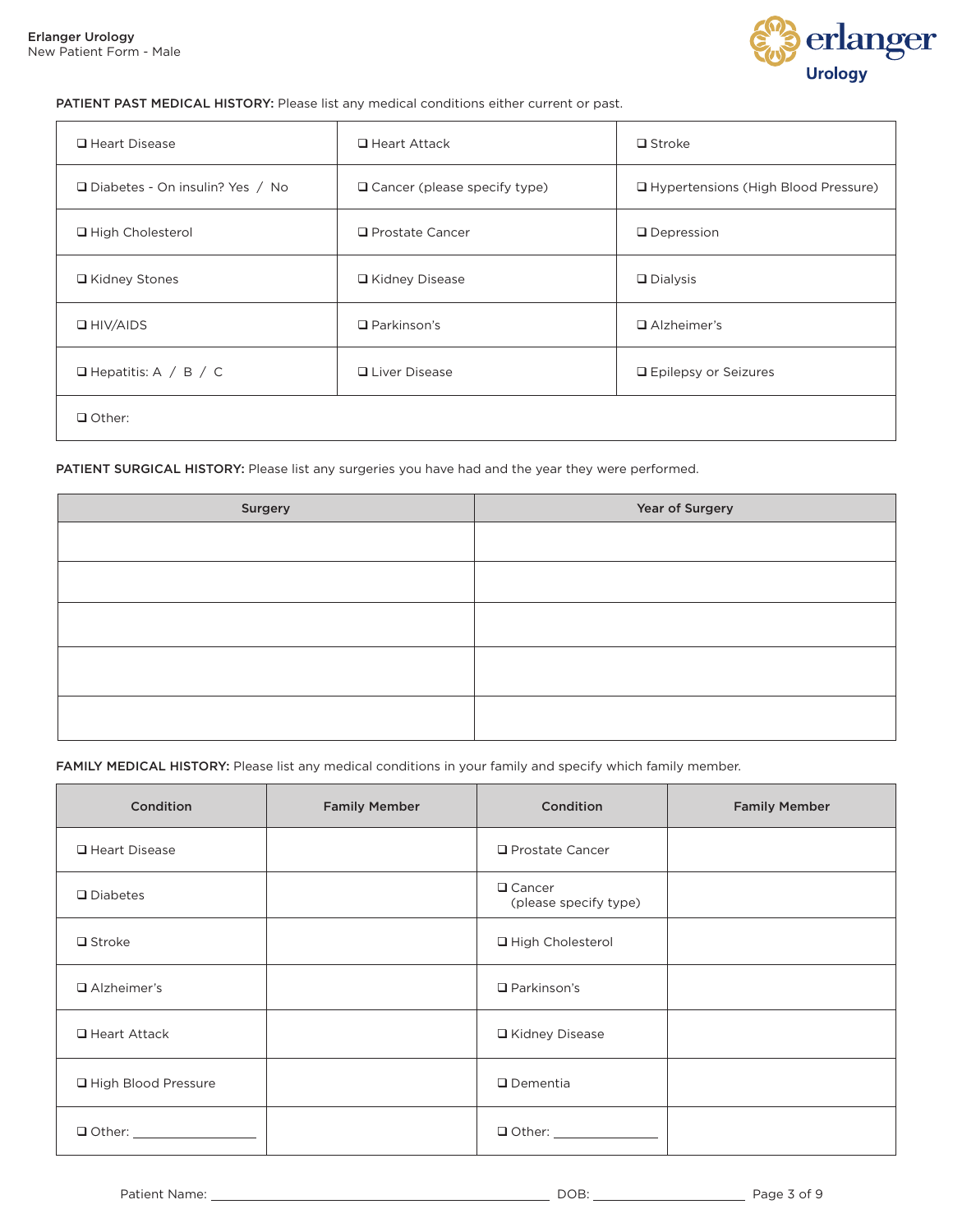**PATIENT PAST MEDICAL HISTORY:** Please list any medical conditions either current or past.

| | | |
|---|---|---|
| ❑ Heart Disease | ❑ Heart Attack | ❑ Stroke |
| ❑ Diabetes - On insulin? Yes / No | ❑ Cancer (please specify type) | ❑ Hypertensions (High Blood Pressure) |
| ❑ High Cholesterol | ❑ Prostate Cancer | ❑ Depression |
| ❑ Kidney Stones | ❑ Kidney Disease | ❑ Dialysis |
| ❑ HIV/AIDS | ❑ Parkinson's | ❑ Alzheimer's |
| ❑ Hepatitis: A / B / C | ❑ Liver Disease | ❑ Epilepsy or Seizures |
| ❑ Other: | | |

**PATIENT SURGICAL HISTORY:** Please list any surgeries you have had and the year they were performed.

| Surgery | Year of Surgery |
|---|---|
| | |
| | |
| | |
| | |
| | |

**FAMILY MEDICAL HISTORY:** Please list any medical conditions in your family and specify which family member.

| Condition | Family Member | Condition | Family Member |
|---|---|---|---|
| ❑ Heart Disease | | ❑ Prostate Cancer | |
| ❑ Diabetes | | ❑ Cancer (please specify type) | |
| ❑ Stroke | | ❑ High Cholesterol | |
| ❑ Alzheimer's | | ❑ Parkinson's | |
| ❑ Heart Attack | | ❑ Kidney Disease | |
| ❑ High Blood Pressure | | ❑ Dementia | |
| ❑ Other: ________________ | | ❑ Other: ______________ | |

Patient Name: ____________________________________________ DOB: ____________________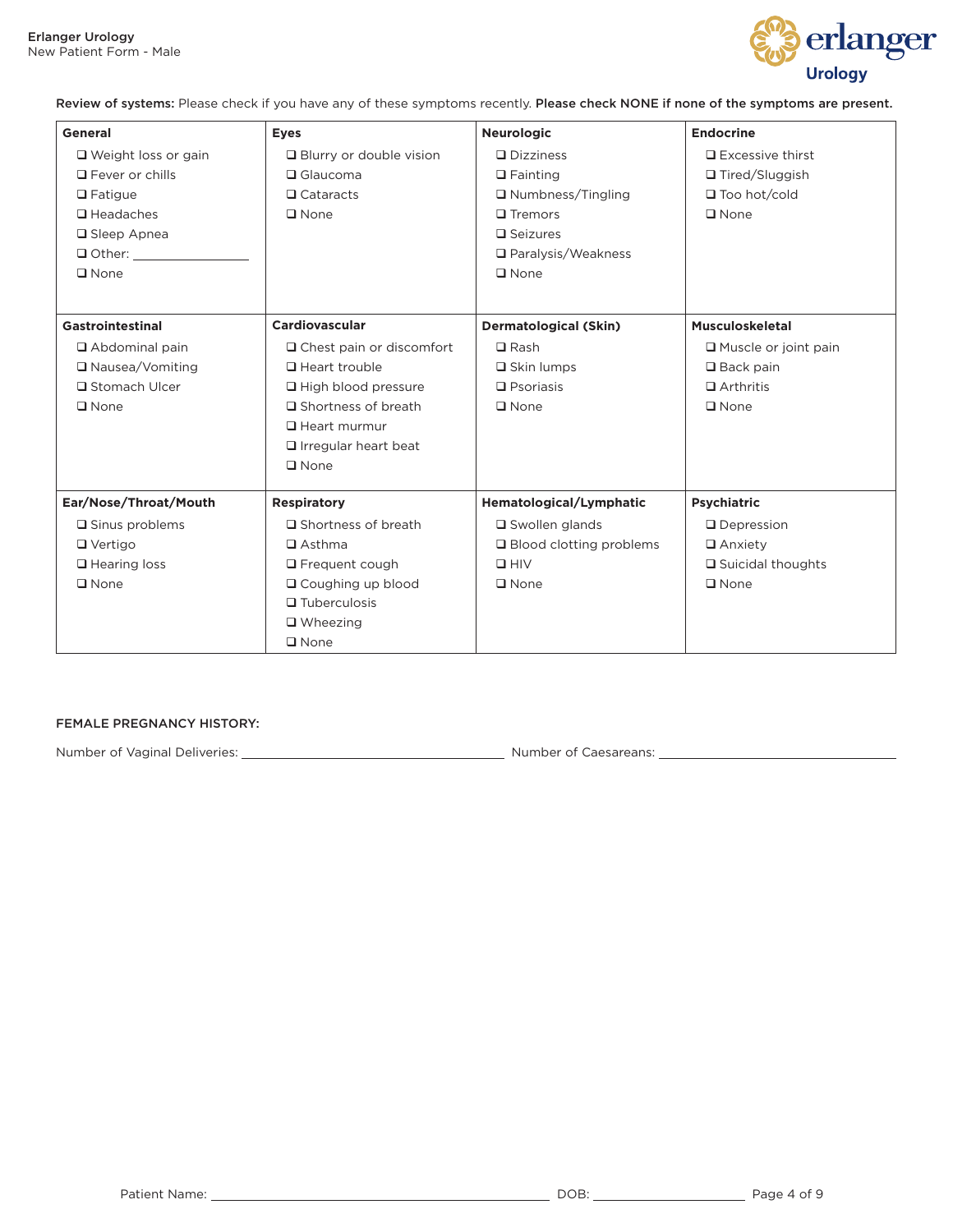**Review of systems:** Please check if you have any of these symptoms recently. **Please check NONE if none of the symptoms are present.**

| **General** | **Eyes** | **Neurologic** | **Endocrine** |
|---|---|---|---|
| ❑ Weight loss or gain<br>❑ Fever or chills<br>❑ Fatigue<br>❑ Headaches<br>❑ Sleep Apnea<br>❑ Other: ______________<br>❑ None | ❑ Blurry or double vision<br>❑ Glaucoma<br>❑ Cataracts<br>❑ None | ❑ Dizziness<br>❑ Fainting<br>❑ Numbness/Tingling<br>❑ Tremors<br>❑ Seizures<br>❑ Paralysis/Weakness<br>❑ None | ❑ Excessive thirst<br>❑ Tired/Sluggish<br>❑ Too hot/cold<br>❑ None |
| **Gastrointestinal** | **Cardiovascular** | **Dermatological (Skin)** | **Musculoskeletal** |
| ❑ Abdominal pain<br>❑ Nausea/Vomiting<br>❑ Stomach Ulcer<br>❑ None | ❑ Chest pain or discomfort<br>❑ Heart trouble<br>❑ High blood pressure<br>❑ Shortness of breath<br>❑ Heart murmur<br>❑ Irregular heart beat<br>❑ None | ❑ Rash<br>❑ Skin lumps<br>❑ Psoriasis<br>❑ None | ❑ Muscle or joint pain<br>❑ Back pain<br>❑ Arthritis<br>❑ None |
| **Ear/Nose/Throat/Mouth** | **Respiratory** | **Hematological/Lymphatic** | **Psychiatric** |
| ❑ Sinus problems<br>❑ Vertigo<br>❑ Hearing loss<br>❑ None | ❑ Shortness of breath<br>❑ Asthma<br>❑ Frequent cough<br>❑ Coughing up blood<br>❑ Tuberculosis<br>❑ Wheezing<br>❑ None | ❑ Swollen glands<br>❑ Blood clotting problems<br>❑ HIV<br>❑ None | ❑ Depression<br>❑ Anxiety<br>❑ Suicidal thoughts<br>❑ None |

FEMALE PREGNANCY HISTORY:

Number of Vaginal Deliveries: ______________________________ Number of Caesareans: ______________________________

Patient Name: ________________________________________ DOB: ____________________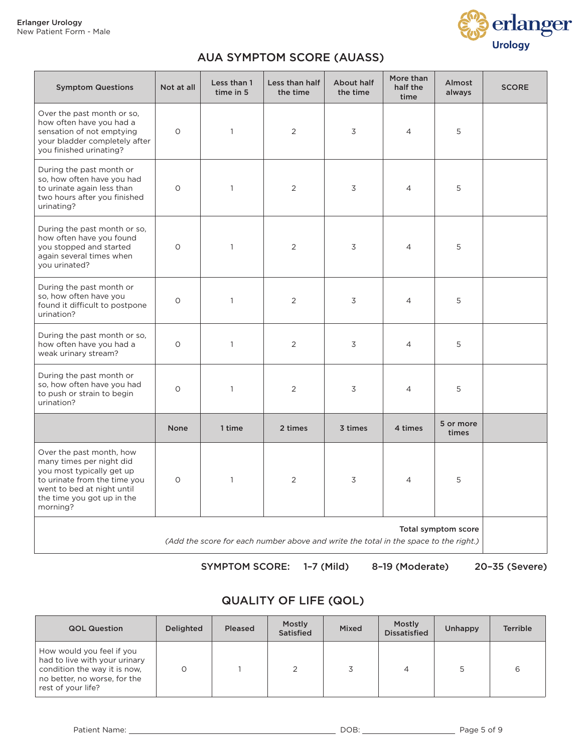## AUA SYMPTOM SCORE (AUASS)

| Symptom Questions | Not at all | Less than 1 time in 5 | Less than half the time | About half the time | More than half the time | Almost always | SCORE |
|---|---|---|---|---|---|---|---|
| Over the past month or so, how often have you had a sensation of not emptying your bladder completely after you finished urinating? | 0 | 1 | 2 | 3 | 4 | 5 | |
| During the past month or so, how often have you had to urinate again less than two hours after you finished urinating? | 0 | 1 | 2 | 3 | 4 | 5 | |
| During the past month or so, how often have you found you stopped and started again several times when you urinated? | 0 | 1 | 2 | 3 | 4 | 5 | |
| During the past month or so, how often have you found it difficult to postpone urination? | 0 | 1 | 2 | 3 | 4 | 5 | |
| During the past month or so, how often have you had a weak urinary stream? | 0 | 1 | 2 | 3 | 4 | 5 | |
| During the past month or so, how often have you had to push or strain to begin urination? | 0 | 1 | 2 | 3 | 4 | 5 | |
| | **None** | **1 time** | **2 times** | **3 times** | **4 times** | **5 or more times** | |
| Over the past month, how many times per night did you most typically get up to urinate from the time you went to bed at night until the time you got up in the morning? | 0 | 1 | 2 | 3 | 4 | 5 | |
| **Total symptom score** *(Add the score for each number above and write the total in the space to the right.)* | | | | | | | |

**SYMPTOM SCORE:** 1–7 (Mild) 8–19 (Moderate) 20–35 (Severe)

## QUALITY OF LIFE (QOL)

| QOL Question | Delighted | Pleased | Mostly Satisfied | Mixed | Mostly Dissatisfied | Unhappy | Terrible |
|---|---|---|---|---|---|---|---|
| How would you feel if you had to live with your urinary condition the way it is now, no better, no worse, for the rest of your life? | 0 | 1 | 2 | 3 | 4 | 5 | 6 |

Patient Name: ______________________________ DOB: ______________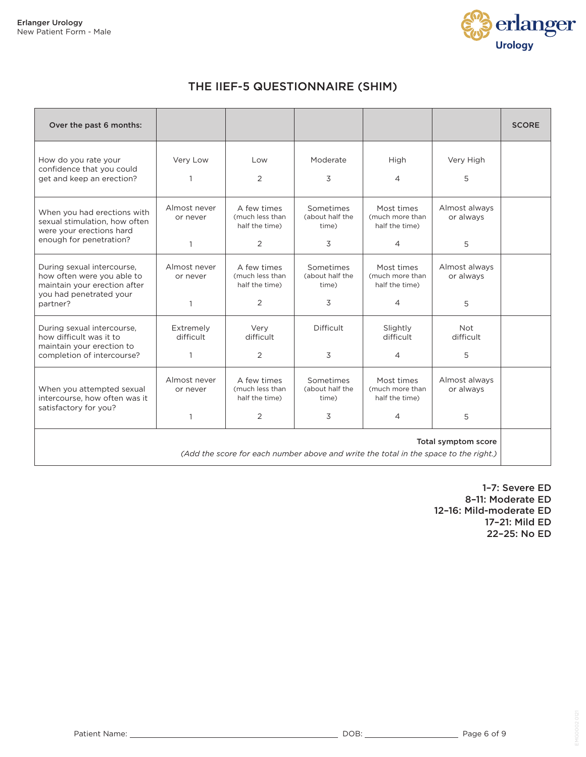# THE IIEF-5 QUESTIONNAIRE (SHIM)

| Over the past 6 months: | | | | | | SCORE |
|---|---|---|---|---|---|---|
| How do you rate your confidence that you could get and keep an erection? | Very Low<br>1 | Low<br>2 | Moderate<br>3 | High<br>4 | Very High<br>5 | |
| When you had erections with sexual stimulation, how often were your erections hard enough for penetration? | Almost never or never<br>1 | A few times (much less than half the time)<br>2 | Sometimes (about half the time)<br>3 | Most times (much more than half the time)<br>4 | Almost always or always<br>5 | |
| During sexual intercourse, how often were you able to maintain your erection after you had penetrated your partner? | Almost never or never<br>1 | A few times (much less than half the time)<br>2 | Sometimes (about half the time)<br>3 | Most times (much more than half the time)<br>4 | Almost always or always<br>5 | |
| During sexual intercourse, how difficult was it to maintain your erection to completion of intercourse? | Extremely difficult<br>1 | Very difficult<br>2 | Difficult<br>3 | Slightly difficult<br>4 | Not difficult<br>5 | |
| When you attempted sexual intercourse, how often was it satisfactory for you? | Almost never or never<br>1 | A few times (much less than half the time)<br>2 | Sometimes (about half the time)<br>3 | Most times (much more than half the time)<br>4 | Almost always or always<br>5 | |
| **Total symptom score**<br>*(Add the score for each number above and write the total in the space to the right.)* | | | | | | |

**1–7: Severe ED**
**8–11: Moderate ED**
**12–16: Mild-moderate ED**
**17–21: Mild ED**
**22–25: No ED**

Patient Name: ______________________ DOB: ______________